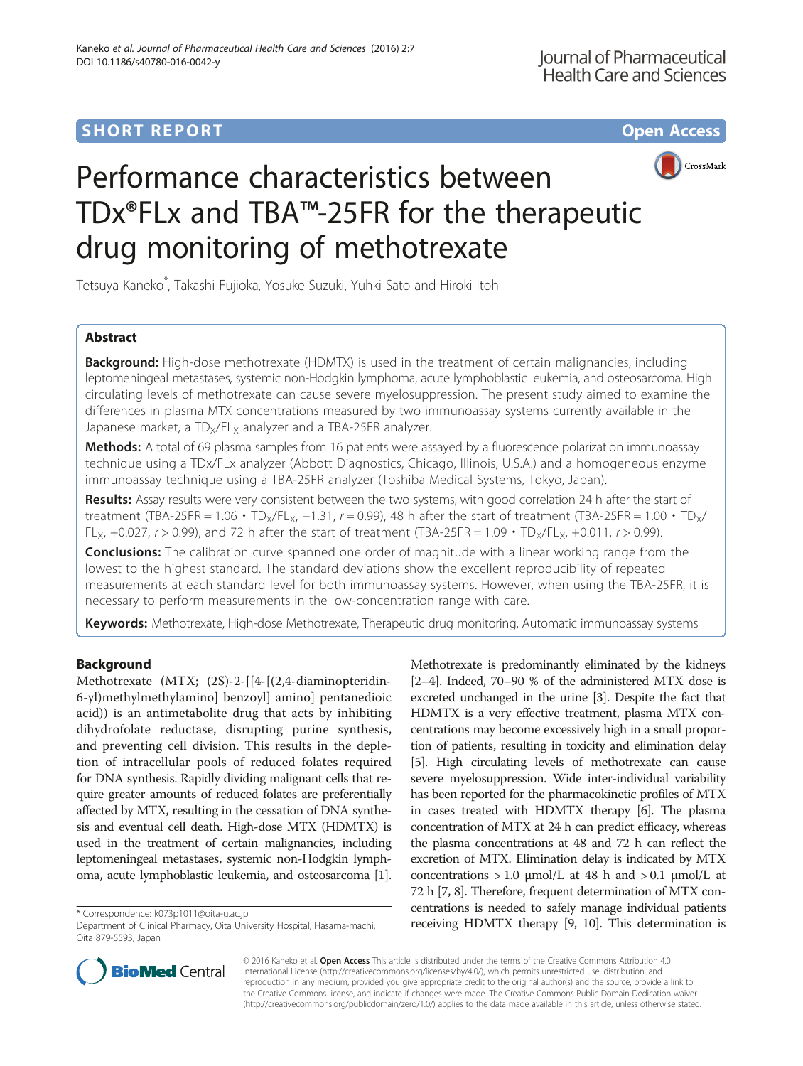**SHORT REPORT** **Open Access**

# Performance characteristics between TDx®FLx and TBA™-25FR for the therapeutic drug monitoring of methotrexate

Tetsuya Kaneko*, Takashi Fujioka, Yosuke Suzuki, Yuhki Sato and Hiroki Itoh

## Abstract

**Background:** High-dose methotrexate (HDMTX) is used in the treatment of certain malignancies, including leptomeningeal metastases, systemic non-Hodgkin lymphoma, acute lymphoblastic leukemia, and osteosarcoma. High circulating levels of methotrexate can cause severe myelosuppression. The present study aimed to examine the differences in plasma MTX concentrations measured by two immunoassay systems currently available in the Japanese market, a $TD_X/FL_X$ analyzer and a TBA-25FR analyzer.

**Methods:** A total of 69 plasma samples from 16 patients were assayed by a fluorescence polarization immunoassay technique using a TDx/FLx analyzer (Abbott Diagnostics, Chicago, Illinois, U.S.A.) and a homogeneous enzyme immunoassay technique using a TBA-25FR analyzer (Toshiba Medical Systems, Tokyo, Japan).

**Results:** Assay results were very consistent between the two systems, with good correlation 24 h after the start of treatment (TBA-25FR = 1.06 • $TD_X/FL_X$, −1.31, $r = 0.99$), 48 h after the start of treatment (TBA-25FR = 1.00 • $TD_X/FL_X$, +0.027, $r > 0.99$), and 72 h after the start of treatment (TBA-25FR = 1.09 • $TD_X/FL_X$, +0.011, $r > 0.99$).

**Conclusions:** The calibration curve spanned one order of magnitude with a linear working range from the lowest to the highest standard. The standard deviations show the excellent reproducibility of repeated measurements at each standard level for both immunoassay systems. However, when using the TBA-25FR, it is necessary to perform measurements in the low-concentration range with care.

**Keywords:** Methotrexate, High-dose Methotrexate, Therapeutic drug monitoring, Automatic immunoassay systems

## Background

Methotrexate (MTX; (2S)-2-[[4-[(2,4-diaminopteridin-6-yl)methylmethylamino] benzoyl] amino] pentanedioic acid)) is an antimetabolite drug that acts by inhibiting dihydrofolate reductase, disrupting purine synthesis, and preventing cell division. This results in the depletion of intracellular pools of reduced folates required for DNA synthesis. Rapidly dividing malignant cells that require greater amounts of reduced folates are preferentially affected by MTX, resulting in the cessation of DNA synthesis and eventual cell death. High-dose MTX (HDMTX) is used in the treatment of certain malignancies, including leptomeningeal metastases, systemic non-Hodgkin lymphoma, acute lymphoblastic leukemia, and osteosarcoma [1]. Methotrexate is predominantly eliminated by the kidneys [2–4]. Indeed, 70–90 % of the administered MTX dose is excreted unchanged in the urine [3]. Despite the fact that HDMTX is a very effective treatment, plasma MTX concentrations may become excessively high in a small proportion of patients, resulting in toxicity and elimination delay [5]. High circulating levels of methotrexate can cause severe myelosuppression. Wide inter-individual variability has been reported for the pharmacokinetic profiles of MTX in cases treated with HDMTX therapy [6]. The plasma concentration of MTX at 24 h can predict efficacy, whereas the plasma concentrations at 48 and 72 h can reflect the excretion of MTX. Elimination delay is indicated by MTX concentrations > 1.0 μmol/L at 48 h and > 0.1 μmol/L at 72 h [7, 8]. Therefore, frequent determination of MTX concentrations is needed to safely manage individual patients receiving HDMTX therapy [9, 10]. This determination is

\* Correspondence: k073p1011@oita-u.ac.jp
Department of Clinical Pharmacy, Oita University Hospital, Hasama-machi, Oita 879-5593, Japan

© 2016 Kaneko et al. **Open Access** This article is distributed under the terms of the Creative Commons Attribution 4.0 International License (http://creativecommons.org/licenses/by/4.0/), which permits unrestricted use, distribution, and reproduction in any medium, provided you give appropriate credit to the original author(s) and the source, provide a link to the Creative Commons license, and indicate if changes were made. The Creative Commons Public Domain Dedication waiver (http://creativecommons.org/publicdomain/zero/1.0/) applies to the data made available in this article, unless otherwise stated.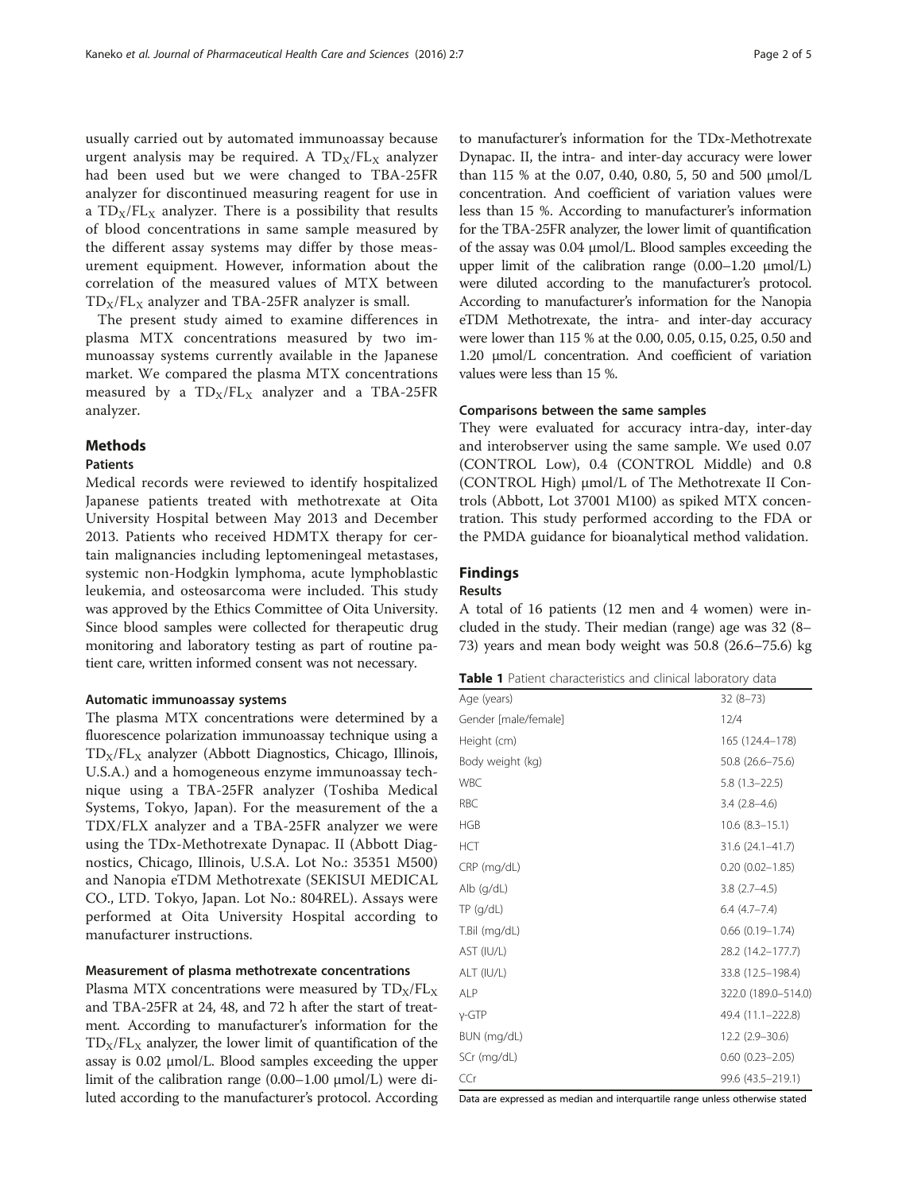usually carried out by automated immunoassay because urgent analysis may be required. A $TD_X/FL_X$ analyzer had been used but we were changed to TBA-25FR analyzer for discontinued measuring reagent for use in a $TD_X/FL_X$ analyzer. There is a possibility that results of blood concentrations in same sample measured by the different assay systems may differ by those measurement equipment. However, information about the correlation of the measured values of MTX between $TD_X/FL_X$ analyzer and TBA-25FR analyzer is small.

The present study aimed to examine differences in plasma MTX concentrations measured by two immunoassay systems currently available in the Japanese market. We compared the plasma MTX concentrations measured by a $TD_X/FL_X$ analyzer and a TBA-25FR analyzer.

## Methods

### Patients

Medical records were reviewed to identify hospitalized Japanese patients treated with methotrexate at Oita University Hospital between May 2013 and December 2013. Patients who received HDMTX therapy for certain malignancies including leptomeningeal metastases, systemic non-Hodgkin lymphoma, acute lymphoblastic leukemia, and osteosarcoma were included. This study was approved by the Ethics Committee of Oita University. Since blood samples were collected for therapeutic drug monitoring and laboratory testing as part of routine patient care, written informed consent was not necessary.

#### Automatic immunoassay systems

The plasma MTX concentrations were determined by a fluorescence polarization immunoassay technique using a $TD_X/FL_X$ analyzer (Abbott Diagnostics, Chicago, Illinois, U.S.A.) and a homogeneous enzyme immunoassay technique using a TBA-25FR analyzer (Toshiba Medical Systems, Tokyo, Japan). For the measurement of the a TDX/FLX analyzer and a TBA-25FR analyzer we were using the TDx-Methotrexate Dynapac. II (Abbott Diagnostics, Chicago, Illinois, U.S.A. Lot No.: 35351 M500) and Nanopia eTDM Methotrexate (SEKISUI MEDICAL CO., LTD. Tokyo, Japan. Lot No.: 804REL). Assays were performed at Oita University Hospital according to manufacturer instructions.

#### Measurement of plasma methotrexate concentrations

Plasma MTX concentrations were measured by $TD_X/FL_X$ and TBA-25FR at 24, 48, and 72 h after the start of treatment. According to manufacturer's information for the $TD_X/FL_X$ analyzer, the lower limit of quantification of the assay is 0.02 μmol/L. Blood samples exceeding the upper limit of the calibration range (0.00–1.00 μmol/L) were diluted according to the manufacturer's protocol. According to manufacturer's information for the TDx-Methotrexate Dynapac. II, the intra- and inter-day accuracy were lower than 115 % at the 0.07, 0.40, 0.80, 5, 50 and 500 μmol/L concentration. And coefficient of variation values were less than 15 %. According to manufacturer's information for the TBA-25FR analyzer, the lower limit of quantification of the assay was 0.04 μmol/L. Blood samples exceeding the upper limit of the calibration range (0.00–1.20 μmol/L) were diluted according to the manufacturer's protocol. According to manufacturer's information for the Nanopia eTDM Methotrexate, the intra- and inter-day accuracy were lower than 115 % at the 0.00, 0.05, 0.15, 0.25, 0.50 and 1.20 μmol/L concentration. And coefficient of variation values were less than 15 %.

#### Comparisons between the same samples

They were evaluated for accuracy intra-day, inter-day and interobserver using the same sample. We used 0.07 (CONTROL Low), 0.4 (CONTROL Middle) and 0.8 (CONTROL High) μmol/L of The Methotrexate II Controls (Abbott, Lot 37001 M100) as spiked MTX concentration. This study performed according to the FDA or the PMDA guidance for bioanalytical method validation.

## Findings

### Results

A total of 16 patients (12 men and 4 women) were included in the study. Their median (range) age was 32 (8–73) years and mean body weight was 50.8 (26.6–75.6) kg

**Table 1** Patient characteristics and clinical laboratory data

| | |
|---|---|
| Age (years) | 32 (8–73) |
| Gender [male/female] | 12/4 |
| Height (cm) | 165 (124.4–178) |
| Body weight (kg) | 50.8 (26.6–75.6) |
| WBC | 5.8 (1.3–22.5) |
| RBC | 3.4 (2.8–4.6) |
| HGB | 10.6 (8.3–15.1) |
| HCT | 31.6 (24.1–41.7) |
| CRP (mg/dL) | 0.20 (0.02–1.85) |
| Alb (g/dL) | 3.8 (2.7–4.5) |
| TP (g/dL) | 6.4 (4.7–7.4) |
| T.Bil (mg/dL) | 0.66 (0.19–1.74) |
| AST (IU/L) | 28.2 (14.2–177.7) |
| ALT (IU/L) | 33.8 (12.5–198.4) |
| ALP | 322.0 (189.0–514.0) |
| γ-GTP | 49.4 (11.1–222.8) |
| BUN (mg/dL) | 12.2 (2.9–30.6) |
| SCr (mg/dL) | 0.60 (0.23–2.05) |
| CCr | 99.6 (43.5–219.1) |

Data are expressed as median and interquartile range unless otherwise stated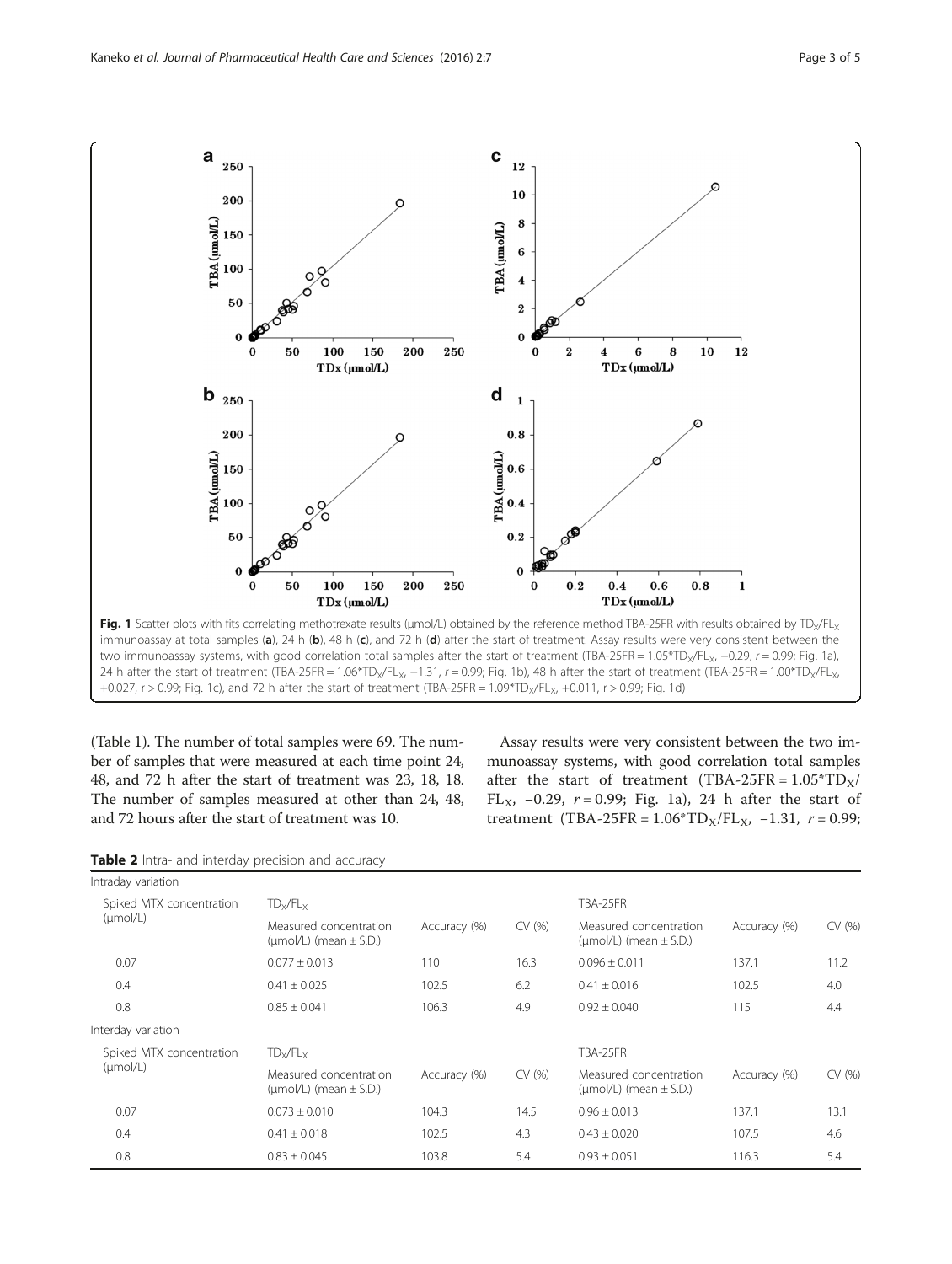Fig. 1 Scatter plots with fits correlating methotrexate results (μmol/L) obtained by the reference method TBA-25FR with results obtained by $TD_X/FL_X$ immunoassay at total samples (**a**), 24 h (**b**), 48 h (**c**), and 72 h (**d**) after the start of treatment. Assay results were very consistent between the two immunoassay systems, with good correlation total samples after the start of treatment (TBA-25FR = 1.05*$TD_X/FL_X$, −0.29, $r = 0.99$; Fig. 1a), 24 h after the start of treatment (TBA-25FR = 1.06*$TD_X/FL_X$, −1.31, $r = 0.99$; Fig. 1b), 48 h after the start of treatment (TBA-25FR = 1.00*$TD_X/FL_X$, +0.027, $r > 0.99$; Fig. 1c), and 72 h after the start of treatment (TBA-25FR = 1.09*$TD_X/FL_X$, +0.011, $r > 0.99$; Fig. 1d)

(Table 1). The number of total samples were 69. The number of samples that were measured at each time point 24, 48, and 72 h after the start of treatment was 23, 18, 18. The number of samples measured at other than 24, 48, and 72 hours after the start of treatment was 10.

Assay results were very consistent between the two immunoassay systems, with good correlation total samples after the start of treatment (TBA-25FR = 1.05*$TD_X/FL_X$, −0.29, $r = 0.99$; Fig. 1a), 24 h after the start of treatment (TBA-25FR = 1.06*$TD_X/FL_X$, −1.31, $r = 0.99$;

**Table 2** Intra- and interday precision and accuracy

| Intraday variation | | | | | | |
|---|---|---|---|---|---|---|
| Spiked MTX concentration (μmol/L) | $TD_X/FL_X$ | | | TBA-25FR | | |
| | Measured concentration (μmol/L) (mean ± S.D.) | Accuracy (%) | CV (%) | Measured concentration (μmol/L) (mean ± S.D.) | Accuracy (%) | CV (%) |
| 0.07 | 0.077 ± 0.013 | 110 | 16.3 | 0.096 ± 0.011 | 137.1 | 11.2 |
| 0.4 | 0.41 ± 0.025 | 102.5 | 6.2 | 0.41 ± 0.016 | 102.5 | 4.0 |
| 0.8 | 0.85 ± 0.041 | 106.3 | 4.9 | 0.92 ± 0.040 | 115 | 4.4 |
| **Interday variation** | | | | | | |
| Spiked MTX concentration (μmol/L) | $TD_X/FL_X$ | | | TBA-25FR | | |
| | Measured concentration (μmol/L) (mean ± S.D.) | Accuracy (%) | CV (%) | Measured concentration (μmol/L) (mean ± S.D.) | Accuracy (%) | CV (%) |
| 0.07 | 0.073 ± 0.010 | 104.3 | 14.5 | 0.96 ± 0.013 | 137.1 | 13.1 |
| 0.4 | 0.41 ± 0.018 | 102.5 | 4.3 | 0.43 ± 0.020 | 107.5 | 4.6 |
| 0.8 | 0.83 ± 0.045 | 103.8 | 5.4 | 0.93 ± 0.051 | 116.3 | 5.4 |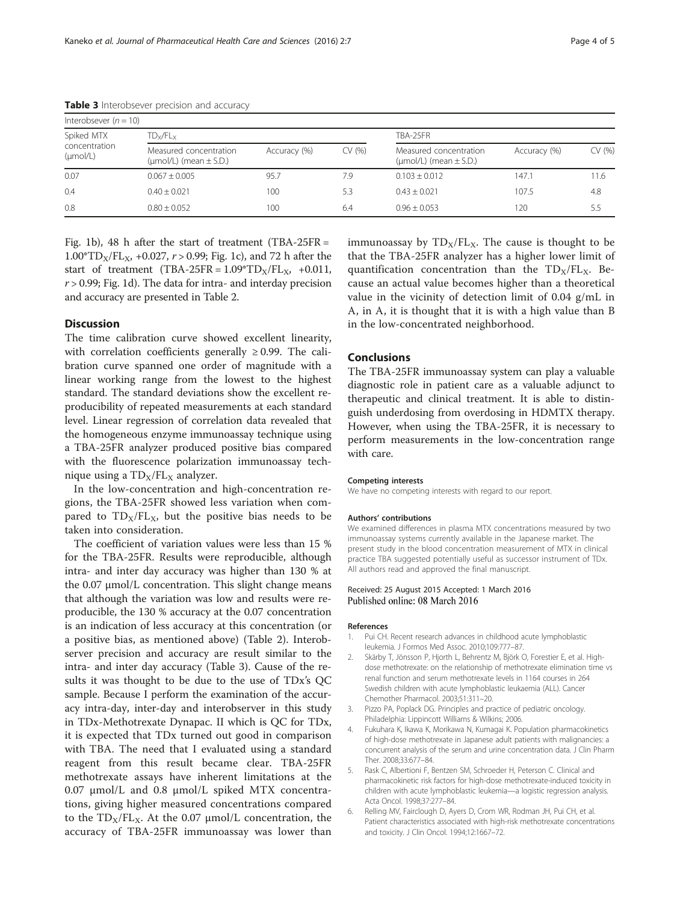**Table 3** Interobsever precision and accuracy

| Interobsever ($n = 10$) | | | | | | |
|---|---|---|---|---|---|---|
| Spiked MTX concentration (μmol/L) | $TD_X/FL_X$ | | | TBA-25FR | | |
| | Measured concentration (μmol/L) (mean ± S.D.) | Accuracy (%) | CV (%) | Measured concentration (μmol/L) (mean ± S.D.) | Accuracy (%) | CV (%) |
| 0.07 | 0.067 ± 0.005 | 95.7 | 7.9 | 0.103 ± 0.012 | 147.1 | 11.6 |
| 0.4 | 0.40 ± 0.021 | 100 | 5.3 | 0.43 ± 0.021 | 107.5 | 4.8 |
| 0.8 | 0.80 ± 0.052 | 100 | 6.4 | 0.96 ± 0.053 | 120 | 5.5 |

Fig. 1b), 48 h after the start of treatment (TBA-25FR = 1.00*$TD_X/FL_X$, +0.027, $r > 0.99$; Fig. 1c), and 72 h after the start of treatment (TBA-25FR = 1.09*$TD_X/FL_X$, +0.011, $r > 0.99$; Fig. 1d). The data for intra- and interday precision and accuracy are presented in Table 2.

## Discussion

The time calibration curve showed excellent linearity, with correlation coefficients generally ≥ 0.99. The calibration curve spanned one order of magnitude with a linear working range from the lowest to the highest standard. The standard deviations show the excellent reproducibility of repeated measurements at each standard level. Linear regression of correlation data revealed that the homogeneous enzyme immunoassay technique using a TBA-25FR analyzer produced positive bias compared with the fluorescence polarization immunoassay technique using a $TD_X/FL_X$ analyzer.

In the low-concentration and high-concentration regions, the TBA-25FR showed less variation when compared to $TD_X/FL_X$, but the positive bias needs to be taken into consideration.

The coefficient of variation values were less than 15 % for the TBA-25FR. Results were reproducible, although intra- and inter day accuracy was higher than 130 % at the 0.07 μmol/L concentration. This slight change means that although the variation was low and results were reproducible, the 130 % accuracy at the 0.07 concentration is an indication of less accuracy at this concentration (or a positive bias, as mentioned above) (Table 2). Interobserver precision and accuracy are result similar to the intra- and inter day accuracy (Table 3). Cause of the results it was thought to be due to the use of TDx's QC sample. Because I perform the examination of the accuracy intra-day, inter-day and interobserver in this study in TDx-Methotrexate Dynapac. II which is QC for TDx, it is expected that TDx turned out good in comparison with TBA. The need that I evaluated using a standard reagent from this result became clear. TBA-25FR methotrexate assays have inherent limitations at the 0.07 μmol/L and 0.8 μmol/L spiked MTX concentrations, giving higher measured concentrations compared to the $TD_X/FL_X$. At the 0.07 μmol/L concentration, the accuracy of TBA-25FR immunoassay was lower than immunoassay by $TD_X/FL_X$. The cause is thought to be that the TBA-25FR analyzer has a higher lower limit of quantification concentration than the $TD_X/FL_X$. Because an actual value becomes higher than a theoretical value in the vicinity of detection limit of 0.04 g/mL in A, in A, it is thought that it is with a high value than B in the low-concentrated neighborhood.

## Conclusions

The TBA-25FR immunoassay system can play a valuable diagnostic role in patient care as a valuable adjunct to therapeutic and clinical treatment. It is able to distinguish underdosing from overdosing in HDMTX therapy. However, when using the TBA-25FR, it is necessary to perform measurements in the low-concentration range with care.

#### Competing interests

We have no competing interests with regard to our report.

#### Authors' contributions

We examined differences in plasma MTX concentrations measured by two immunoassay systems currently available in the Japanese market. The present study in the blood concentration measurement of MTX in clinical practice TBA suggested potentially useful as successor instrument of TDx. All authors read and approved the final manuscript.

Received: 25 August 2015 Accepted: 1 March 2016
Published online: 08 March 2016

#### References

1. Pui CH. Recent research advances in childhood acute lymphoblastic leukemia. J Formos Med Assoc. 2010;109:777–87.
2. Skärby T, Jönsson P, Hjorth L, Behrentz M, Björk O, Forestier E, et al. High-dose methotrexate: on the relationship of methotrexate elimination time vs renal function and serum methotrexate levels in 1164 courses in 264 Swedish children with acute lymphoblastic leukaemia (ALL). Cancer Chemother Pharmacol. 2003;51:311–20.
3. Pizzo PA, Poplack DG. Principles and practice of pediatric oncology. Philadelphia: Lippincott Williams & Wilkins; 2006.
4. Fukuhara K, Ikawa K, Morikawa N, Kumagai K. Population pharmacokinetics of high-dose methotrexate in Japanese adult patients with malignancies: a concurrent analysis of the serum and urine concentration data. J Clin Pharm Ther. 2008;33:677–84.
5. Rask C, Albertioni F, Bentzen SM, Schroeder H, Peterson C. Clinical and pharmacokinetic risk factors for high-dose methotrexate-induced toxicity in children with acute lymphoblastic leukemia—a logistic regression analysis. Acta Oncol. 1998;37:277–84.
6. Relling MV, Fairclough D, Ayers D, Crom WR, Rodman JH, Pui CH, et al. Patient characteristics associated with high-risk methotrexate concentrations and toxicity. J Clin Oncol. 1994;12:1667–72.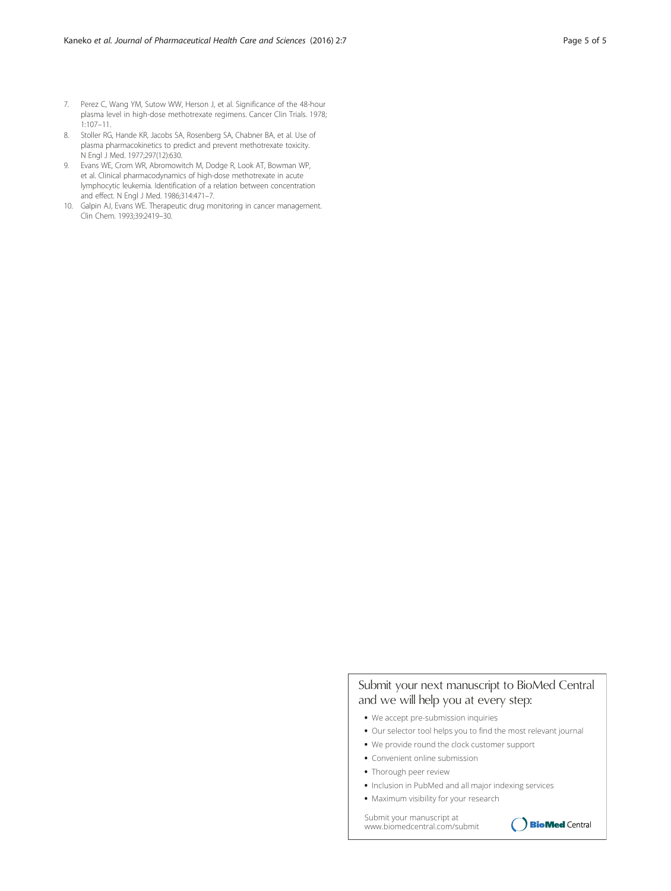7. Perez C, Wang YM, Sutow WW, Herson J, et al. Significance of the 48-hour plasma level in high-dose methotrexate regimens. Cancer Clin Trials. 1978; 1:107–11.
8. Stoller RG, Hande KR, Jacobs SA, Rosenberg SA, Chabner BA, et al. Use of plasma pharmacokinetics to predict and prevent methotrexate toxicity. N Engl J Med. 1977;297(12):630.
9. Evans WE, Crom WR, Abromowitch M, Dodge R, Look AT, Bowman WP, et al. Clinical pharmacodynamics of high-dose methotrexate in acute lymphocytic leukemia. Identification of a relation between concentration and effect. N Engl J Med. 1986;314:471–7.
10. Galpin AJ, Evans WE. Therapeutic drug monitoring in cancer management. Clin Chem. 1993;39:2419–30.

Submit your next manuscript to BioMed Central and we will help you at every step:

- We accept pre-submission inquiries
- Our selector tool helps you to find the most relevant journal
- We provide round the clock customer support
- Convenient online submission
- Thorough peer review
- Inclusion in PubMed and all major indexing services
- Maximum visibility for your research

Submit your manuscript at www.biomedcentral.com/submit

BioMed Central